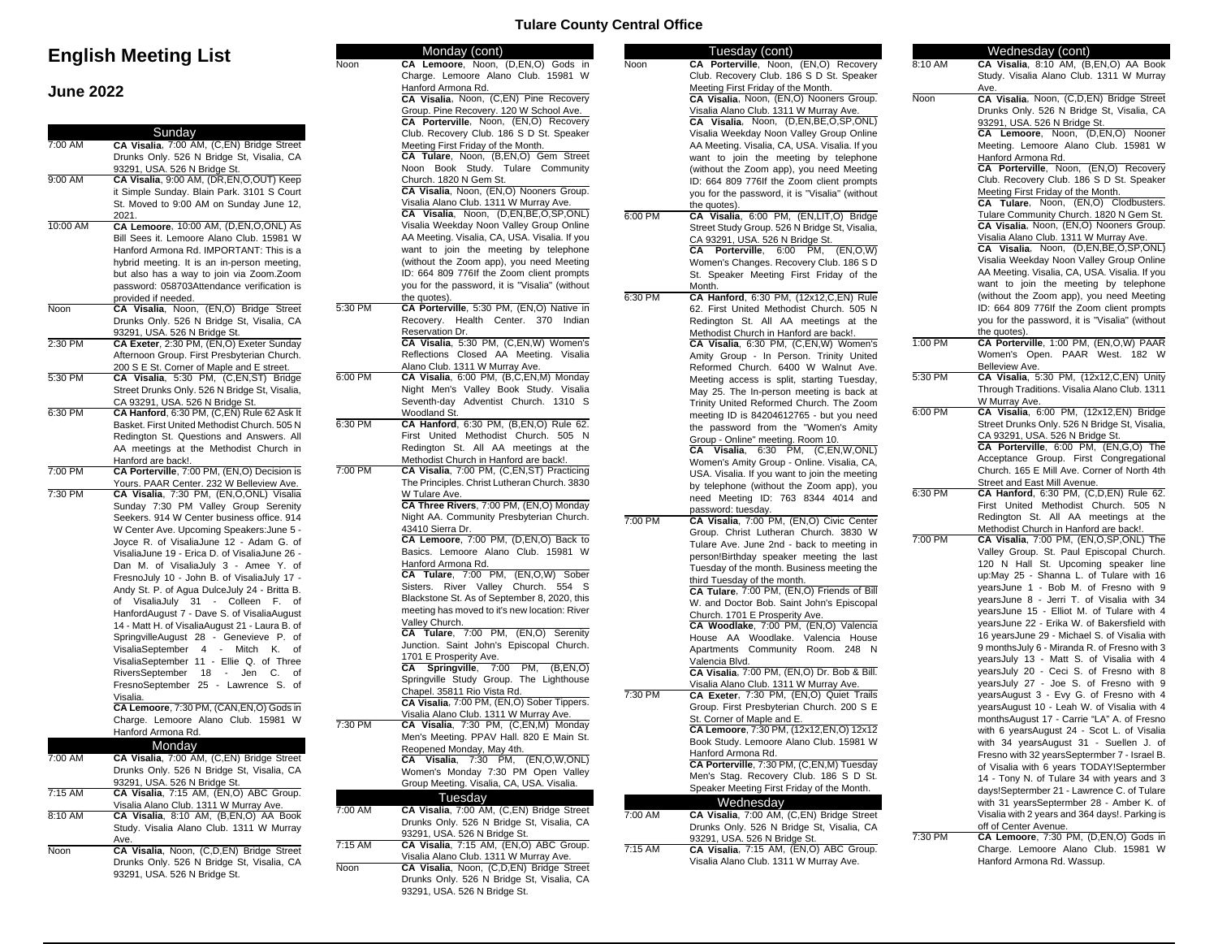# Tulare County Central Office

# English Meeting List

## June 2022

### Sunday

| | |
|---|---|
| 7:00 AM | **CA Visalia**, 7:00 AM, (C,EN) Bridge Street Drunks Only. 526 N Bridge St, Visalia, CA 93291, USA. 526 N Bridge St. |
| 9:00 AM | **CA Visalia**, 9:00 AM, (DR,EN,O,OUT) Keep it Simple Sunday. Blain Park. 3101 S Court St. Moved to 9:00 AM on Sunday June 12, 2021. |
| 10:00 AM | **CA Lemoore**, 10:00 AM, (D,EN,O,ONL) As Bill Sees it. Lemoore Alano Club. 15981 W Hanford Armona Rd. IMPORTANT: This is a hybrid meeting. It is an in-person meeting, but also has a way to join via Zoom.Zoom password: 058703Attendance verification is provided if needed. |
| Noon | **CA Visalia**, Noon, (EN,O) Bridge Street Drunks Only. 526 N Bridge St, Visalia, CA 93291, USA. 526 N Bridge St. |
| 2:30 PM | **CA Exeter**, 2:30 PM, (EN,O) Exeter Sunday Afternoon Group. First Presbyterian Church. 200 S E St. Corner of Maple and E street. |
| 5:30 PM | **CA Visalia**, 5:30 PM, (C,EN,ST) Bridge Street Drunks Only. 526 N Bridge St, Visalia, CA 93291, USA. 526 N Bridge St. |
| 6:30 PM | **CA Hanford**, 6:30 PM, (C,EN) Rule 62 Ask It Basket. First United Methodist Church. 505 N Redington St. Questions and Answers. All AA meetings at the Methodist Church in Hanford are back!. |
| 7:00 PM | **CA Porterville**, 7:00 PM, (EN,O) Decision is Yours. PAAR Center. 232 W Belleview Ave. |
| 7:30 PM | **CA Visalia**, 7:30 PM, (EN,O,ONL) Visalia Sunday 7:30 PM Valley Group Serenity Seekers. 914 W Center business office. 914 W Center Ave. Upcoming Speakers:June 5 - Joyce R. of VisaliaJune 12 - Adam G. of VisaliaJune 19 - Erica D. of VisaliaJune 26 - Dan M. of VisaliaJuly 3 - Amee Y. of FresnoJuly 10 - John B. of VisaliaJuly 17 - Andy St. P. of Agua DulceJuly 24 - Britta B. of VisaliaJuly 31 - Colleen F. of HanfordAugust 7 - Dave S. of VisaliaAugust 14 - Matt H. of VisaliaAugust 21 - Laura B. of SpringvilleAugust 28 - Genevieve P. of VisaliaSeptember 4 - Mitch K. of VisaliaSeptember 11 - Ellie Q. of Three RiversSeptember 18 - Jen C. of FresnoSeptember 25 - Lawrence S. of Visalia. |
| | **CA Lemoore**, 7:30 PM, (CAN,EN,O) Gods in Charge. Lemoore Alano Club. 15981 W Hanford Armona Rd. |

### Monday

| | |
|---|---|
| 7:00 AM | **CA Visalia**, 7:00 AM, (C,EN) Bridge Street Drunks Only. 526 N Bridge St, Visalia, CA 93291, USA. 526 N Bridge St. |
| 7:15 AM | **CA Visalia**, 7:15 AM, (EN,O) ABC Group. Visalia Alano Club. 1311 W Murray Ave. |
| 8:10 AM | **CA Visalia**, 8:10 AM, (B,EN,O) AA Book Study. Visalia Alano Club. 1311 W Murray Ave. |
| Noon | **CA Visalia**, Noon, (C,D,EN) Bridge Street Drunks Only. 526 N Bridge St, Visalia, CA 93291, USA. 526 N Bridge St. |
| Noon | **CA Lemoore**, Noon, (D,EN,O) Gods in Charge. Lemoore Alano Club. 15981 W Hanford Armona Rd. |
| | **CA Visalia**, Noon, (C,EN) Pine Recovery Group. Pine Recovery. 120 W School Ave. |
| | **CA Porterville**, Noon, (EN,O) Recovery Club. Recovery Club. 186 S D St. Speaker Meeting First Friday of the Month. |
| | **CA Tulare**, Noon, (B,EN,O) Gem Street Noon Book Study. Tulare Community Church. 1820 N Gem St. |
| | **CA Visalia**, Noon, (EN,O) Nooners Group. Visalia Alano Club. 1311 W Murray Ave. |
| | **CA Visalia**, Noon, (D,EN,BE,O,SP,ONL) Visalia Weekday Noon Valley Group Online AA Meeting. Visalia, CA, USA. Visalia. If you want to join the meeting by telephone (without the Zoom app), you need Meeting ID: 664 809 776If the Zoom client prompts you for the password, it is "Visalia" (without the quotes). |
| 5:30 PM | **CA Porterville**, 5:30 PM, (EN,O) Native in Recovery. Health Center. 370 Indian Reservation Dr. |
| | **CA Visalia**, 5:30 PM, (C,EN,W) Women's Reflections Closed AA Meeting. Visalia Alano Club. 1311 W Murray Ave. |
| 6:00 PM | **CA Visalia**, 6:00 PM, (B,C,EN,M) Monday Night Men's Valley Book Study. Visalia Seventh-day Adventist Church. 1310 S Woodland St. |
| 6:30 PM | **CA Hanford**, 6:30 PM, (B,EN,O) Rule 62. First United Methodist Church. 505 N Redington St. All AA meetings at the Methodist Church in Hanford are back!. |
| 7:00 PM | **CA Visalia**, 7:00 PM, (C,EN,ST) Practicing The Principles. Christ Lutheran Church. 3830 W Tulare Ave. |
| | **CA Three Rivers**, 7:00 PM, (EN,O) Monday Night AA. Community Presbyterian Church. 43410 Sierra Dr. |
| | **CA Lemoore**, 7:00 PM, (D,EN,O) Back to Basics. Lemoore Alano Club. 15981 W Hanford Armona Rd. |
| | **CA Tulare**, 7:00 PM, (EN,O,W) Sober Sisters. River Valley Church. 554 S Blackstone St. As of September 8, 2020, this meeting has moved to it's new location: River Valley Church. |
| | **CA Tulare**, 7:00 PM, (EN,O) Serenity Junction. Saint John's Episcopal Church. 1701 E Prosperity Ave. |
| | **CA Springville**, 7:00 PM, (B,EN,O) Springville Study Group. The Lighthouse Chapel. 35811 Rio Vista Rd. |
| | **CA Visalia**, 7:00 PM, (EN,O) Sober Tippers. Visalia Alano Club. 1311 W Murray Ave. |
| 7:30 PM | **CA Visalia**, 7:30 PM, (C,EN,M) Monday Men's Meeting. PPAV Hall. 820 E Main St. Reopened Monday, May 4th. |
| | **CA Visalia**, 7:30 PM, (EN,O,W,ONL) Women's Monday 7:30 PM Open Valley Group Meeting. Visalia, CA, USA. Visalia. |

### Tuesday

| | |
|---|---|
| 7:00 AM | **CA Visalia**, 7:00 AM, (C,EN) Bridge Street Drunks Only. 526 N Bridge St, Visalia, CA 93291, USA. 526 N Bridge St. |
| 7:15 AM | **CA Visalia**, 7:15 AM, (EN,O) ABC Group. Visalia Alano Club. 1311 W Murray Ave. |
| Noon | **CA Visalia**, Noon, (C,D,EN) Bridge Street Drunks Only. 526 N Bridge St, Visalia, CA 93291, USA. 526 N Bridge St. |
| Noon | **CA Porterville**, Noon, (EN,O) Recovery Club. Recovery Club. 186 S D St. Speaker Meeting First Friday of the Month. |
| | **CA Visalia**, Noon, (EN,O) Nooners Group. Visalia Alano Club. 1311 W Murray Ave. |
| | **CA Visalia**, Noon, (D,EN,BE,O,SP,ONL) Visalia Weekday Noon Valley Group Online AA Meeting. Visalia, CA, USA. Visalia. If you want to join the meeting by telephone (without the Zoom app), you need Meeting ID: 664 809 776If the Zoom client prompts you for the password, it is "Visalia" (without the quotes). |
| 6:00 PM | **CA Visalia**, 6:00 PM, (EN,LIT,O) Bridge Street Study Group. 526 N Bridge St, Visalia, CA 93291, USA. 526 N Bridge St. |
| | **CA Porterville**, 6:00 PM, (EN,O,W) Women's Changes. Recovery Club. 186 S D St. Speaker Meeting First Friday of the Month. |
| 6:30 PM | **CA Hanford**, 6:30 PM, (12x12,C,EN) Rule 62. First United Methodist Church. 505 N Redington St. All AA meetings at the Methodist Church in Hanford are back!. |
| | **CA Visalia**, 6:30 PM, (C,EN,W) Women's Amity Group - In Person. Trinity United Reformed Church. 6400 W Walnut Ave. Meeting access is split, starting Tuesday, May 25. The In-person meeting is back at Trinity United Reformed Church. The Zoom meeting ID is 84204612765 - but you need the password from the "Women's Amity Group - Online" meeting. Room 10. |
| | **CA Visalia**, 6:30 PM, (C,EN,W,ONL) Women's Amity Group - Online. Visalia, CA, USA. Visalia. If you want to join the meeting by telephone (without the Zoom app), you need Meeting ID: 763 8344 4014 and password: tuesday. |
| 7:00 PM | **CA Visalia**, 7:00 PM, (EN,O) Civic Center Group. Christ Lutheran Church. 3830 W Tulare Ave. June 2nd - back to meeting in person!Birthday speaker meeting the last Tuesday of the month. Business meeting the third Tuesday of the month. |
| | **CA Tulare**, 7:00 PM, (EN,O) Friends of Bill W. and Doctor Bob. Saint John's Episcopal Church. 1701 E Prosperity Ave. |
| | **CA Woodlake**, 7:00 PM, (EN,O) Valencia House AA Woodlake. Valencia House Apartments Community Room. 248 N Valencia Blvd. |
| | **CA Visalia**, 7:00 PM, (EN,O) Dr. Bob & Bill. Visalia Alano Club. 1311 W Murray Ave. |
| 7:30 PM | **CA Exeter**, 7:30 PM, (EN,O) Quiet Trails Group. First Presbyterian Church. 200 S E St. Corner of Maple and E. |
| | **CA Lemoore**, 7:30 PM, (12x12,EN,O) 12x12 Book Study. Lemoore Alano Club. 15981 W Hanford Armona Rd. |
| | **CA Porterville**, 7:30 PM, (C,EN,M) Tuesday Men's Stag. Recovery Club. 186 S D St. Speaker Meeting First Friday of the Month. |

### Wednesday

| | |
|---|---|
| 7:00 AM | **CA Visalia**, 7:00 AM, (C,EN) Bridge Street Drunks Only. 526 N Bridge St, Visalia, CA 93291, USA. 526 N Bridge St. |
| 7:15 AM | **CA Visalia**, 7:15 AM, (EN,O) ABC Group. Visalia Alano Club. 1311 W Murray Ave. |
| 8:10 AM | **CA Visalia**, 8:10 AM, (B,EN,O) AA Book Study. Visalia Alano Club. 1311 W Murray Ave. |
| Noon | **CA Visalia**, Noon, (C,D,EN) Bridge Street Drunks Only. 526 N Bridge St, Visalia, CA 93291, USA. 526 N Bridge St. |
| | **CA Lemoore**, Noon, (D,EN,O) Nooner Meeting. Lemoore Alano Club. 15981 W Hanford Armona Rd. |
| | **CA Porterville**, Noon, (EN,O) Recovery Club. Recovery Club. 186 S D St. Speaker Meeting First Friday of the Month. |
| | **CA Tulare**, Noon, (EN,O) Clodbusters. Tulare Community Church. 1820 N Gem St. |
| | **CA Visalia**, Noon, (EN,O) Nooners Group. Visalia Alano Club. 1311 W Murray Ave. |
| | **CA Visalia**, Noon, (D,EN,BE,O,SP,ONL) Visalia Weekday Noon Valley Group Online AA Meeting. Visalia, CA, USA. Visalia. If you want to join the meeting by telephone (without the Zoom app), you need Meeting ID: 664 809 776If the Zoom client prompts you for the password, it is "Visalia" (without the quotes). |
| 1:00 PM | **CA Porterville**, 1:00 PM, (EN,O,W) PAAR Women's Open. PAAR West. 182 W Belleview Ave. |
| 5:30 PM | **CA Visalia**, 5:30 PM, (12x12,C,EN) Unity Through Traditions. Visalia Alano Club. 1311 W Murray Ave. |
| 6:00 PM | **CA Visalia**, 6:00 PM, (12x12,EN) Bridge Street Drunks Only. 526 N Bridge St, Visalia, CA 93291, USA. 526 N Bridge St. |
| | **CA Porterville**, 6:00 PM, (EN,G,O) The Acceptance Group. First Congregational Church. 165 E Mill Ave. Corner of North 4th Street and East Mill Avenue. |
| 6:30 PM | **CA Hanford**, 6:30 PM, (C,D,EN) Rule 62. First United Methodist Church. 505 N Redington St. All AA meetings at the Methodist Church in Hanford are back!. |
| 7:00 PM | **CA Visalia**, 7:00 PM, (EN,O,SP,ONL) The Valley Group. St. Paul Episcopal Church. 120 N Hall St. Upcoming speaker line up:May 25 - Shanna L. of Tulare with 16 yearsJune 1 - Bob M. of Fresno with 9 yearsJune 8 - Jerri T. of Visalia with 34 yearsJune 15 - Elliot M. of Tulare with 4 yearsJune 22 - Erika W. of Bakersfield with 16 yearsJune 29 - Michael S. of Visalia with 9 monthsJuly 6 - Miranda R. of Fresno with 3 yearsJuly 13 - Matt S. of Visalia with 4 yearsJuly 20 - Ceci S. of Fresno with 8 yearsJuly 27 - Joe S. of Fresno with 9 yearsAugust 3 - Evy G. of Fresno with 4 yearsAugust 10 - Leah W. of Visalia with 4 monthsAugust 17 - Carrie "LA" A. of Fresno with 6 yearsAugust 24 - Scot L. of Visalia with 34 yearsAugust 31 - Suellen J. of Fresno with 32 yearsSeptermber 7 - Israel B. of Visalia with 6 years TODAY!Septermber 14 - Tony N. of Tulare 34 with years and 3 days!Septermber 21 - Lawrence C. of Tulare with 31 yearsSeptermber 28 - Amber K. of Visalia with 2 years and 364 days!. Parking is off of Center Avenue. |
| 7:30 PM | **CA Lemoore**, 7:30 PM, (D,EN,O) Gods in Charge. Lemoore Alano Club. 15981 W Hanford Armona Rd. Wassup. |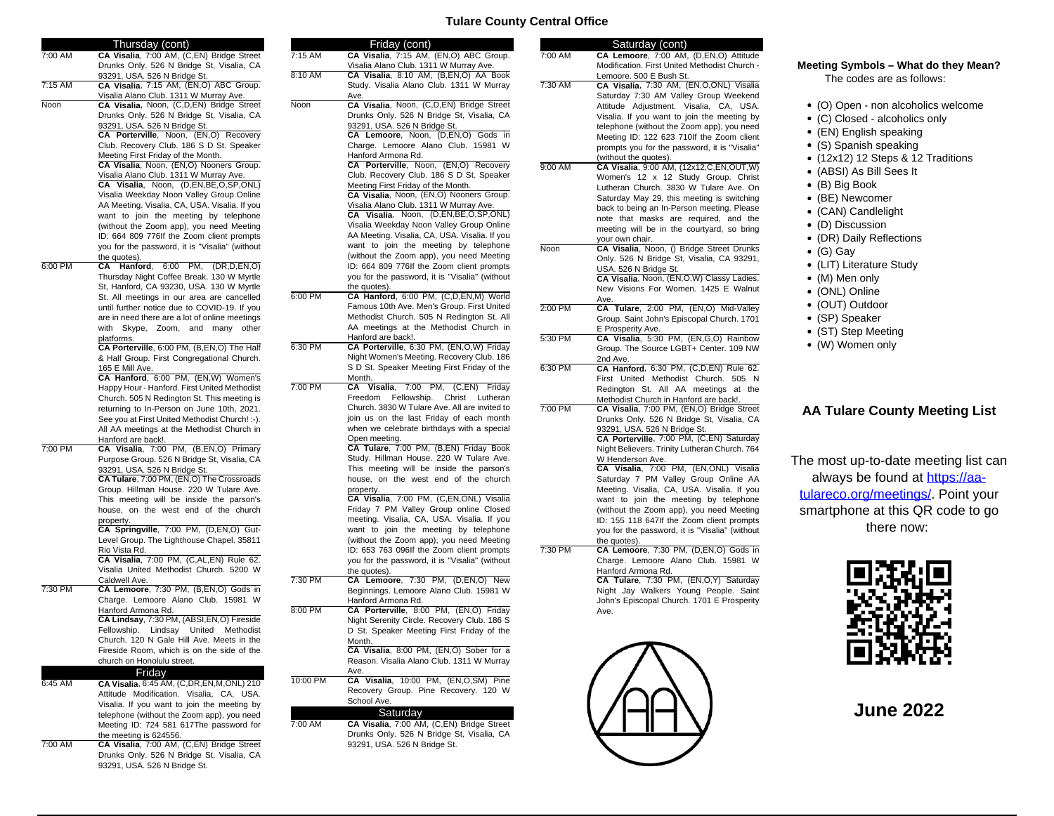# Tulare County Central Office

## Thursday (cont)

**7:00 AM**

**CA Visalia**, 7:00 AM, (C,EN) Bridge Street Drunks Only. 526 N Bridge St, Visalia, CA 93291, USA. 526 N Bridge St.

**7:15 AM**

**CA Visalia**, 7:15 AM, (EN,O) ABC Group. Visalia Alano Club. 1311 W Murray Ave.

**Noon**

**CA Visalia**, Noon, (C,D,EN) Bridge Street Drunks Only. 526 N Bridge St, Visalia, CA 93291, USA. 526 N Bridge St.

**CA Porterville**, Noon, (EN,O) Recovery Club. Recovery Club. 186 S D St. Speaker Meeting First Friday of the Month.

**CA Visalia**, Noon, (EN,O) Nooners Group. Visalia Alano Club. 1311 W Murray Ave.

**CA Visalia**, Noon, (D,EN,BE,O,SP,ONL) Visalia Weekday Noon Valley Group Online AA Meeting. Visalia, CA, USA. Visalia. If you want to join the meeting by telephone (without the Zoom app), you need Meeting ID: 664 809 776If the Zoom client prompts you for the password, it is "Visalia" (without the quotes).

**6:00 PM**

**CA Hanford**, 6:00 PM, (DR,D,EN,O) Thursday Night Coffee Break. 130 W Myrtle St, Hanford, CA 93230, USA. 130 W Myrtle St. All meetings in our area are cancelled until further notice due to COVID-19. If you are in need there are a lot of online meetings with Skype, Zoom, and many other platforms.

**CA Porterville**, 6:00 PM, (B,EN,O) The Half & Half Group. First Congregational Church. 165 E Mill Ave.

**CA Hanford**, 6:00 PM, (EN,W) Women's Happy Hour - Hanford. First United Methodist Church. 505 N Redington St. This meeting is returning to In-Person on June 10th, 2021. See you at First United Methodist Church! :-). All AA meetings at the Methodist Church in Hanford are back!.

**7:00 PM**

**CA Visalia**, 7:00 PM, (B,EN,O) Primary Purpose Group. 526 N Bridge St, Visalia, CA 93291, USA. 526 N Bridge St.

**CA Tulare**, 7:00 PM, (EN,O) The Crossroads Group. Hillman House. 220 W Tulare Ave. This meeting will be inside the parson's house, on the west end of the church property.

**CA Springville**, 7:00 PM, (D,EN,O) Gut-Level Group. The Lighthouse Chapel. 35811 Rio Vista Rd.

**CA Visalia**, 7:00 PM, (C,AL,EN) Rule 62. Visalia United Methodist Church. 5200 W Caldwell Ave.

**7:30 PM**

**CA Lemoore**, 7:30 PM, (B,EN,O) Gods in Charge. Lemoore Alano Club. 15981 W Hanford Armona Rd.

**CA Lindsay**, 7:30 PM, (ABSI,EN,O) Fireside Fellowship. Lindsay United Methodist Church. 120 N Gale Hill Ave. Meets in the Fireside Room, which is on the side of the church on Honolulu street.

## Friday

**6:45 AM**

**CA Visalia**, 6:45 AM, (C,DR,EN,M,ONL) 210 Attitude Modification. Visalia, CA, USA. Visalia. If you want to join the meeting by telephone (without the Zoom app), you need Meeting ID: 724 581 617The password for the meeting is 624556.

**7:00 AM**

**CA Visalia**, 7:00 AM, (C,EN) Bridge Street Drunks Only. 526 N Bridge St, Visalia, CA 93291, USA. 526 N Bridge St.

## Friday (cont)

**7:15 AM**

**CA Visalia**, 7:15 AM, (EN,O) ABC Group. Visalia Alano Club. 1311 W Murray Ave.

**8:10 AM**

**CA Visalia**, 8:10 AM, (B,EN,O) AA Book Study. Visalia Alano Club. 1311 W Murray Ave.

**Noon**

**CA Visalia**, Noon, (C,D,EN) Bridge Street Drunks Only. 526 N Bridge St, Visalia, CA 93291, USA. 526 N Bridge St.

**CA Lemoore**, Noon, (D,EN,O) Gods in Charge. Lemoore Alano Club. 15981 W Hanford Armona Rd.

**CA Porterville**, Noon, (EN,O) Recovery Club. Recovery Club. 186 S D St. Speaker Meeting First Friday of the Month.

**CA Visalia**, Noon, (EN,O) Nooners Group. Visalia Alano Club. 1311 W Murray Ave.

**CA Visalia**, Noon, (D,EN,BE,O,SP,ONL) Visalia Weekday Noon Valley Group Online AA Meeting. Visalia, CA, USA. Visalia. If you want to join the meeting by telephone (without the Zoom app), you need Meeting ID: 664 809 776If the Zoom client prompts you for the password, it is "Visalia" (without the quotes).

**6:00 PM**

**CA Hanford**, 6:00 PM, (C,D,EN,M) World Famous 10th Ave. Men's Group. First United Methodist Church. 505 N Redington St. All AA meetings at the Methodist Church in Hanford are back!.

**6:30 PM**

**CA Porterville**, 6:30 PM, (EN,O,W) Friday Night Women's Meeting. Recovery Club. 186 S D St. Speaker Meeting First Friday of the Month.

**7:00 PM**

**CA Visalia**, 7:00 PM, (C,EN) Friday Freedom Fellowship. Christ Lutheran Church. 3830 W Tulare Ave. All are invited to join us on the last Friday of each month when we celebrate birthdays with a special Open meeting.

**CA Tulare**, 7:00 PM, (B,EN) Friday Book Study. Hillman House. 220 W Tulare Ave. This meeting will be inside the parson's house, on the west end of the church property.

**CA Visalia**, 7:00 PM, (C,EN,ONL) Visalia Friday 7 PM Valley Group online Closed meeting. Visalia, CA, USA. Visalia. If you want to join the meeting by telephone (without the Zoom app), you need Meeting ID: 653 763 096If the Zoom client prompts you for the password, it is "Visalia" (without the quotes).

**7:30 PM**

**CA Lemoore**, 7:30 PM, (D,EN,O) New Beginnings. Lemoore Alano Club. 15981 W Hanford Armona Rd.

**8:00 PM**

**CA Porterville**, 8:00 PM, (EN,O) Friday Night Serenity Circle. Recovery Club. 186 S D St. Speaker Meeting First Friday of the Month.

**CA Visalia**, 8:00 PM, (EN,O) Sober for a Reason. Visalia Alano Club. 1311 W Murray Ave.

**10:00 PM**

**CA Visalia**, 10:00 PM, (EN,O,SM) Pine Recovery Group. Pine Recovery. 120 W School Ave.

## Saturday

**7:00 AM**

**CA Visalia**, 7:00 AM, (C,EN) Bridge Street Drunks Only. 526 N Bridge St, Visalia, CA 93291, USA. 526 N Bridge St.

## Saturday (cont)

**7:00 AM**

**CA Lemoore**, 7:00 AM, (D,EN,O) Attitude Modification. First United Methodist Church - Lemoore. 500 E Bush St.

**7:30 AM**

**CA Visalia**, 7:30 AM, (EN,O,ONL) Visalia Saturday 7:30 AM Valley Group Weekend Attitude Adjustment. Visalia, CA, USA. Visalia. If you want to join the meeting by telephone (without the Zoom app), you need Meeting ID: 122 623 710If the Zoom client prompts you for the password, it is "Visalia" (without the quotes).

**9:00 AM**

**CA Visalia**, 9:00 AM, (12x12,C,EN,OUT,W) Women's 12 x 12 Study Group. Christ Lutheran Church. 3830 W Tulare Ave. On Saturday May 29, this meeting is switching back to being an In-Person meeting. Please note that masks are required, and the meeting will be in the courtyard, so bring your own chair.

**Noon**

**CA Visalia**, Noon, () Bridge Street Drunks Only. 526 N Bridge St, Visalia, CA 93291, USA. 526 N Bridge St.

**CA Visalia**, Noon, (EN,O,W) Classy Ladies. New Visions For Women. 1425 E Walnut Ave.

**2:00 PM**

**CA Tulare**, 2:00 PM, (EN,O) Mid-Valley Group. Saint John's Episcopal Church. 1701 E Prosperity Ave.

**5:30 PM**

**CA Visalia**, 5:30 PM, (EN,G,O) Rainbow Group. The Source LGBT+ Center. 109 NW 2nd Ave.

**6:30 PM**

**CA Hanford**, 6:30 PM, (C,D,EN) Rule 62. First United Methodist Church. 505 N Redington St. All AA meetings at the Methodist Church in Hanford are back!.

**7:00 PM**

**CA Visalia**, 7:00 PM, (EN,O) Bridge Street Drunks Only. 526 N Bridge St, Visalia, CA 93291, USA. 526 N Bridge St.

**CA Porterville**, 7:00 PM, (C,EN) Saturday Night Believers. Trinity Lutheran Church. 764 W Henderson Ave.

**CA Visalia**, 7:00 PM, (EN,ONL) Visalia Saturday 7 PM Valley Group Online AA Meeting. Visalia, CA, USA. Visalia. If you want to join the meeting by telephone (without the Zoom app), you need Meeting ID: 155 118 647If the Zoom client prompts you for the password, it is "Visalia" (without the quotes).

**7:30 PM**

**CA Lemoore**, 7:30 PM, (D,EN,O) Gods in Charge. Lemoore Alano Club. 15981 W Hanford Armona Rd.

**CA Tulare**, 7:30 PM, (EN,O,Y) Saturday Night Jay Walkers Young People. Saint John's Episcopal Church. 1701 E Prosperity Ave.

### Meeting Symbols – What do they Mean?

The codes are as follows:

- (O) Open - non alcoholics welcome
- (C) Closed - alcoholics only
- (EN) English speaking
- (S) Spanish speaking
- (12x12) 12 Steps & 12 Traditions
- (ABSI) As Bill Sees It
- (B) Big Book
- (BE) Newcomer
- (CAN) Candlelight
- (D) Discussion
- (DR) Daily Reflections
- (G) Gay
- (LIT) Literature Study
- (M) Men only
- (ONL) Online
- (OUT) Outdoor
- (SP) Speaker
- (ST) Step Meeting
- (W) Women only

## AA Tulare County Meeting List

The most up-to-date meeting list can always be found at [https://aa-tulareco.org/meetings/](https://aa-tulareco.org/meetings/). Point your smartphone at this QR code to go there now:

# June 2022